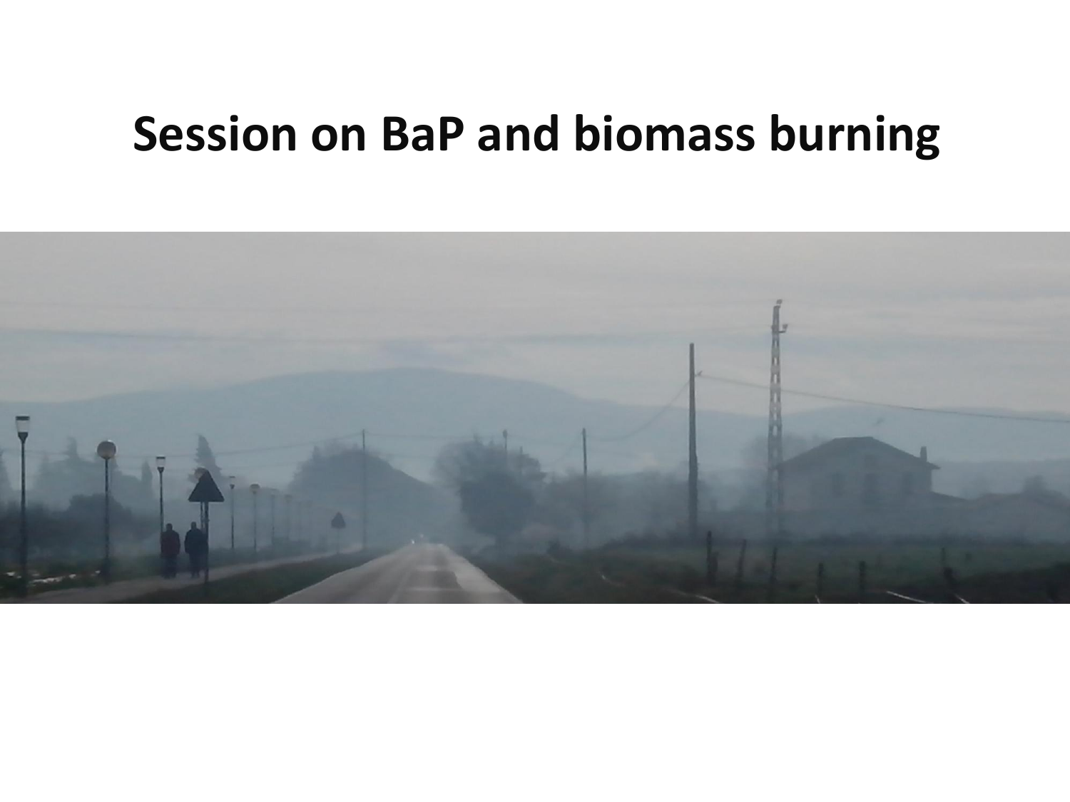# Session on BaP and biomass burning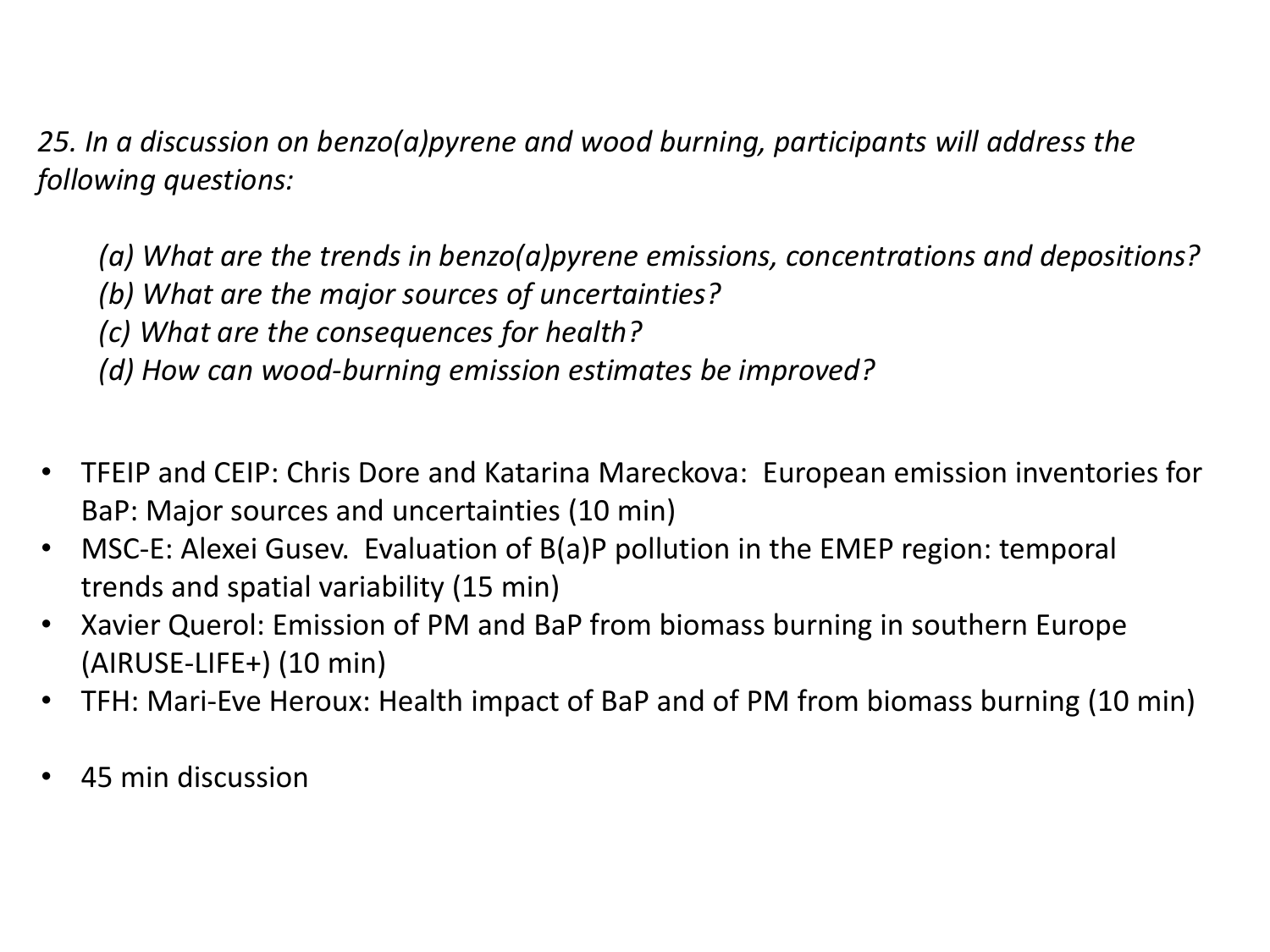*25. In a discussion on benzo(a)pyrene and wood burning, participants will address the following questions:*

> *(a) What are the trends in benzo(a)pyrene emissions, concentrations and depositions?*
> *(b) What are the major sources of uncertainties?*
> *(c) What are the consequences for health?*
> *(d) How can wood-burning emission estimates be improved?*

- TFEIP and CEIP: Chris Dore and Katarina Mareckova: European emission inventories for BaP: Major sources and uncertainties (10 min)
- MSC-E: Alexei Gusev. Evaluation of B(a)P pollution in the EMEP region: temporal trends and spatial variability (15 min)
- Xavier Querol: Emission of PM and BaP from biomass burning in southern Europe (AIRUSE-LIFE+) (10 min)
- TFH: Mari-Eve Heroux: Health impact of BaP and of PM from biomass burning (10 min)

- 45 min discussion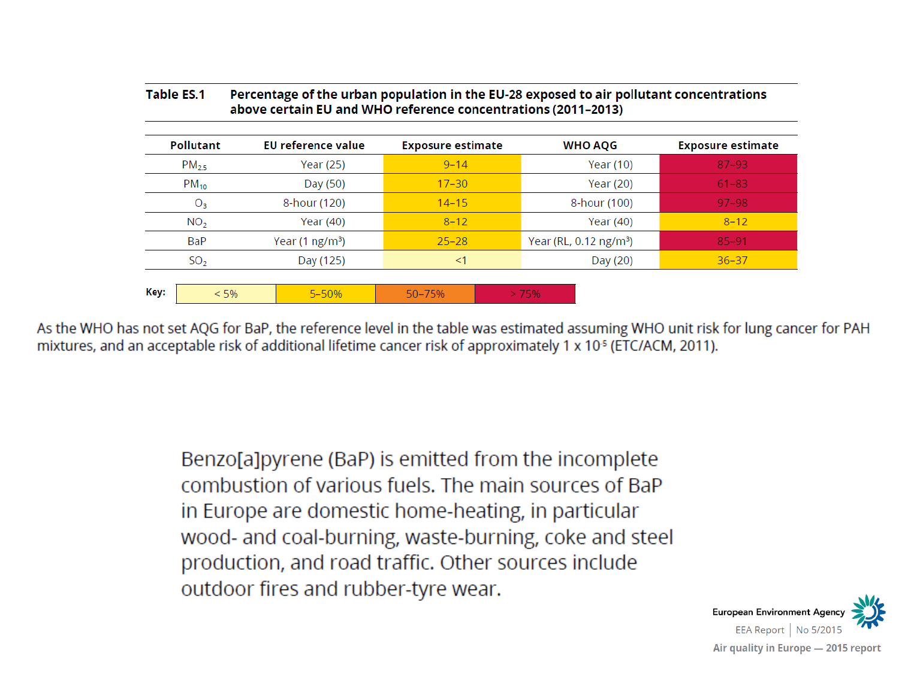**Table ES.1 Percentage of the urban population in the EU-28 exposed to air pollutant concentrations above certain EU and WHO reference concentrations (2011–2013)**

| Pollutant | EU reference value | Exposure estimate | WHO AQG | Exposure estimate |
|---|---|---|---|---|
| $PM_{2.5}$ | Year (25) | 9–14 | Year (10) | 87–93 |
| $PM_{10}$ | Day (50) | 17–30 | Year (20) | 61–83 |
| $O_3$ | 8-hour (120) | 14–15 | 8-hour (100) | 97–98 |
| $NO_2$ | Year (40) | 8–12 | Year (40) | 8–12 |
| BaP | Year (1 ng/m³) | 25–28 | Year (RL, 0.12 ng/m³) | 85–91 |
| $SO_2$ | Day (125) | <1 | Day (20) | 36–37 |

**Key:** < 5% | 5–50% | 50–75% | > 75%

As the WHO has not set AQG for BaP, the reference level in the table was estimated assuming WHO unit risk for lung cancer for PAH mixtures, and an acceptable risk of additional lifetime cancer risk of approximately 1 x $10^{-5}$ (ETC/ACM, 2011).

Benzo[a]pyrene (BaP) is emitted from the incomplete combustion of various fuels. The main sources of BaP in Europe are domestic home-heating, in particular wood- and coal-burning, waste-burning, coke and steel production, and road traffic. Other sources include outdoor fires and rubber-tyre wear.

European Environment Agency

EEA Report | No 5/2015

Air quality in Europe — 2015 report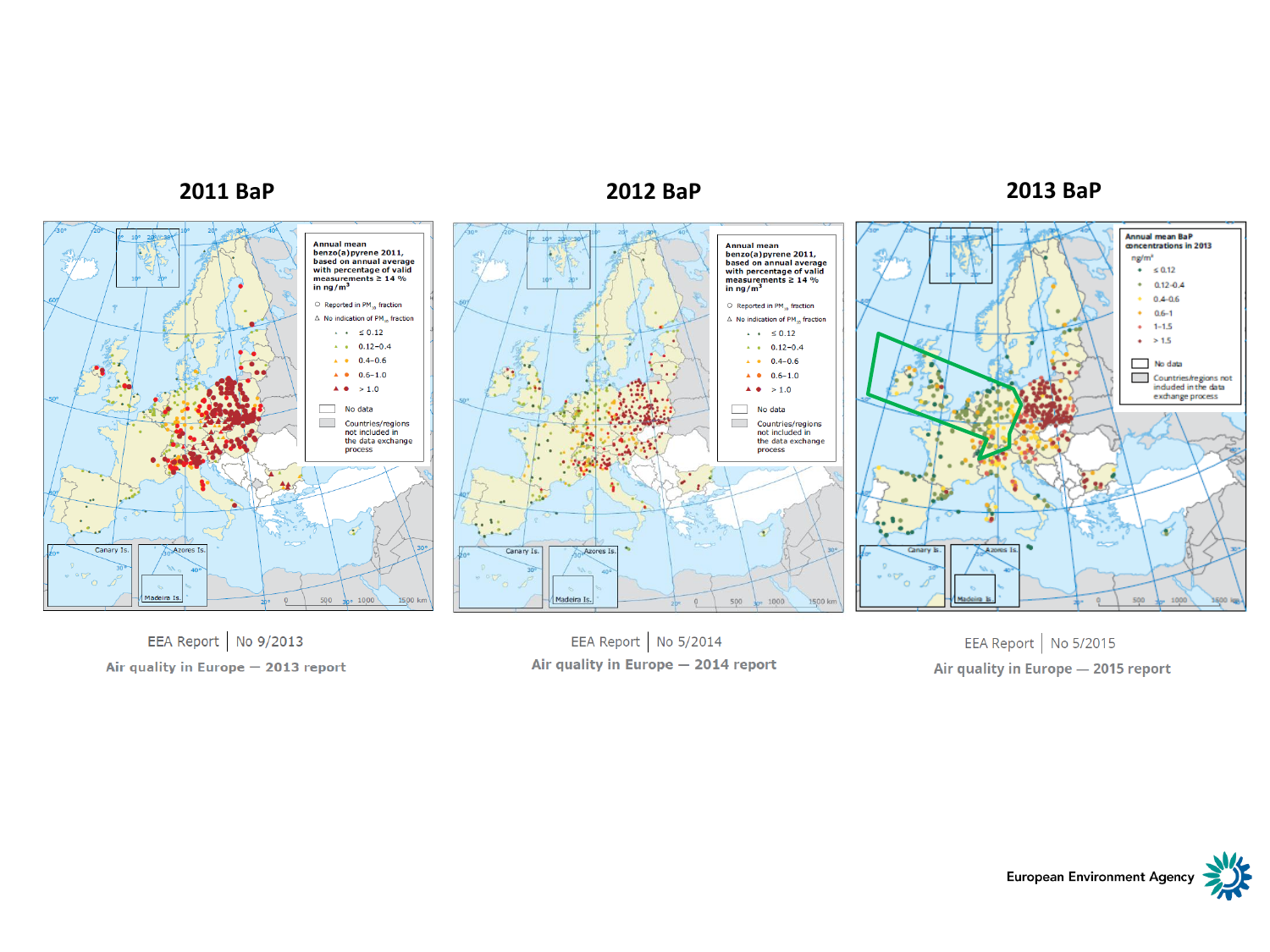## 2011 BaP

## 2012 BaP

## 2013 BaP

EEA Report | No 9/2013

**Air quality in Europe — 2013 report**

EEA Report | No 5/2014

**Air quality in Europe — 2014 report**

EEA Report | No 5/2015

**Air quality in Europe — 2015 report**

European Environment Agency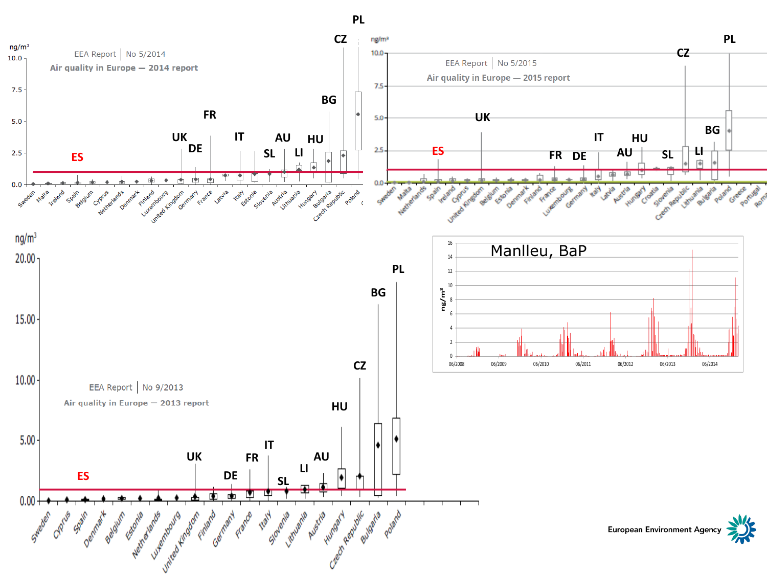EEA Report | No 5/2014

Air quality in Europe — 2014 report

ng/m³

10.0, 7.5, 5.0, 2.5, 0.0

ES, UK, DE, FR, IT, SL, AU, LI, HU, BG, CZ, PL

Sweden, Malta, Ireland, Spain, Belgium, Cyprus, Netherlands, Denmark, Finland, Luxembourg, United Kingdom, Germany, France, Latvia, Italy, Estonia, Slovenia, Austria, Lithuania, Hungary, Bulgaria, Czech Republic, Poland

EEA Report | No 5/2015

Air quality in Europe — 2015 report

ng/m³

10.0, 7.5, 5.0, 2.5, 0.0

ES, UK, FR, DE, IT, AU, HU, SL, CZ, LI, BG, PL

Sweden, Malta, Netherlands, Spain, Ireland, Cyprus, United Kingdom, Belgium, Estonia, Denmark, Finland, France, Luxembourg, Germany, Italy, Latvia, Austria, Hungary, Croatia, Slovenia, Czech Republic, Lithuania, Bulgaria, Poland, Greece, Portugal, Roma

EEA Report | No 9/2013

Air quality in Europe — 2013 report

ng/m³

20.00, 15.00, 10.00, 5.00, 0.00

ES, UK, DE, FR, IT, SL, LI, AU, HU, CZ, BG, PL

Sweden, Cyprus, Spain, Denmark, Belgium, Estonia, Netherlands, Luxembourg, United Kingdom, Finland, Germany, France, Italy, Slovenia, Lithuania, Austria, Hungary, Czech Republic, Bulgaria, Poland

Manlleu, BaP

ng/m³

16, 14, 12, 10, 8, 6, 4, 2, 0

06/2008, 06/2009, 06/2010, 06/2011, 06/2012, 06/2013, 06/2014

European Environment Agency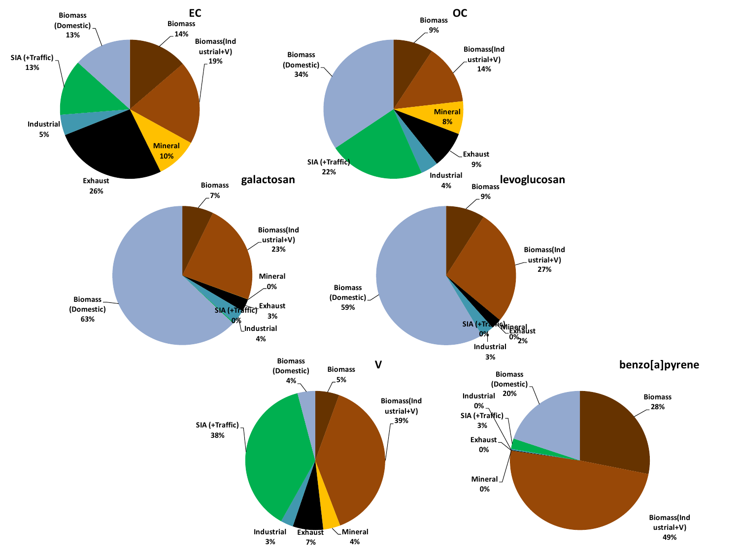EC

Biomass (Domestic) 13%
Biomass 14%
Biomass(Industrial+V) 19%
Mineral 10%
Exhaust 26%
Industrial 5%
SIA (+Traffic) 13%

OC

Biomass 9%
Biomass(Industrial+V) 14%
Mineral 8%
Exhaust 9%
Industrial 4%
SIA (+Traffic) 22%
Biomass (Domestic) 34%

galactosan

Biomass 7%
Biomass(Industrial+V) 23%
Mineral 0%
Exhaust 3%
Industrial 4%
SIA (+Traffic) 0%
Biomass (Domestic) 63%

levoglucosan

Biomass 9%
Biomass(Industrial+V) 27%
Mineral 0%
Exhaust 2%
Industrial 3%
SIA (+Traffic) 0%
Biomass (Domestic) 59%

V

Biomass (Domestic) 4%
Biomass 5%
Biomass(Industrial+V) 39%
Mineral 4%
Exhaust 7%
Industrial 3%
SIA (+Traffic) 38%

benzo[a]pyrene

Biomass (Domestic) 20%
Biomass 28%
Biomass(Industrial+V) 49%
Mineral 0%
Exhaust 0%
SIA (+Traffic) 3%
Industrial 0%